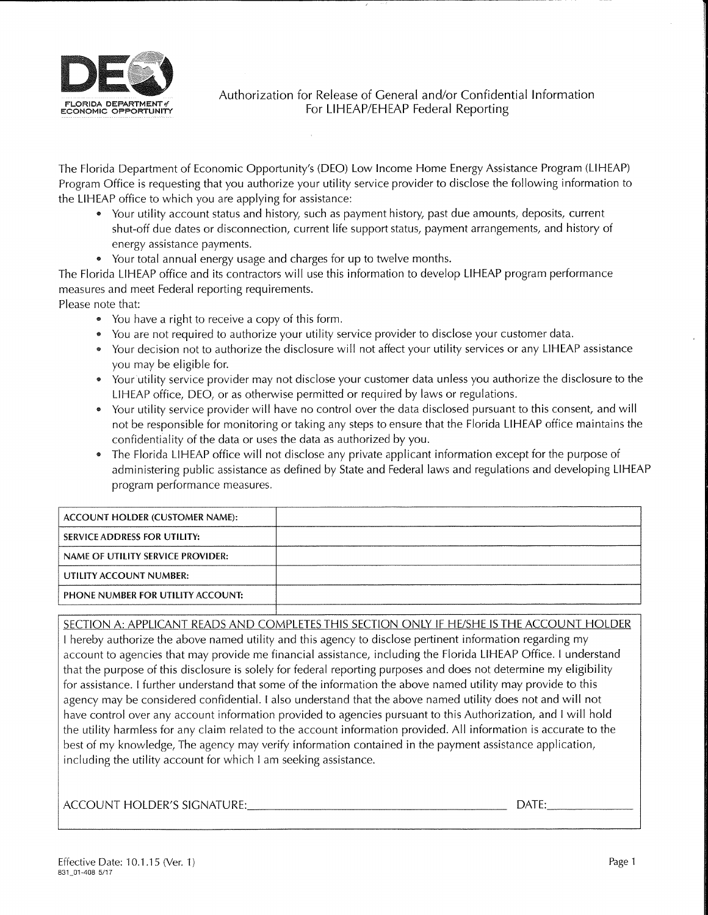FLORIDA DEPARTMENT of ECONOMIC OPPORTUNITY

# Authorization for Release of General and/or Confidential Information For LIHEAP/EHEAP Federal Reporting

The Florida Department of Economic Opportunity's (DEO) Low Income Home Energy Assistance Program (LIHEAP) Program Office is requesting that you authorize your utility service provider to disclose the following information to the LIHEAP office to which you are applying for assistance:

- Your utility account status and history, such as payment history, past due amounts, deposits, current shut-off due dates or disconnection, current life support status, payment arrangements, and history of energy assistance payments.
- Your total annual energy usage and charges for up to twelve months.

The Florida LIHEAP office and its contractors will use this information to develop LIHEAP program performance measures and meet Federal reporting requirements.

Please note that:

- You have a right to receive a copy of this form.
- You are not required to authorize your utility service provider to disclose your customer data.
- Your decision not to authorize the disclosure will not affect your utility services or any LIHEAP assistance you may be eligible for.
- Your utility service provider may not disclose your customer data unless you authorize the disclosure to the LIHEAP office, DEO, or as otherwise permitted or required by laws or regulations.
- Your utility service provider will have no control over the data disclosed pursuant to this consent, and will not be responsible for monitoring or taking any steps to ensure that the Florida LIHEAP office maintains the confidentiality of the data or uses the data as authorized by you.
- The Florida LIHEAP office will not disclose any private applicant information except for the purpose of administering public assistance as defined by State and Federal laws and regulations and developing LIHEAP program performance measures.

| | |
|---|---|
| **ACCOUNT HOLDER (CUSTOMER NAME):** | |
| **SERVICE ADDRESS FOR UTILITY:** | |
| **NAME OF UTILITY SERVICE PROVIDER:** | |
| **UTILITY ACCOUNT NUMBER:** | |
| **PHONE NUMBER FOR UTILITY ACCOUNT:** | |

SECTION A: APPLICANT READS AND COMPLETES THIS SECTION ONLY IF HE/SHE IS THE ACCOUNT HOLDER

I hereby authorize the above named utility and this agency to disclose pertinent information regarding my account to agencies that may provide me financial assistance, including the Florida LIHEAP Office. I understand that the purpose of this disclosure is solely for federal reporting purposes and does not determine my eligibility for assistance. I further understand that some of the information the above named utility may provide to this agency may be considered confidential. I also understand that the above named utility does not and will not have control over any account information provided to agencies pursuant to this Authorization, and I will hold the utility harmless for any claim related to the account information provided. All information is accurate to the best of my knowledge, The agency may verify information contained in the payment assistance application, including the utility account for which I am seeking assistance.

ACCOUNT HOLDER'S SIGNATURE:______________________________ DATE:____________

Effective Date: 10.1.15 (Ver. 1)
831_01-408 5/17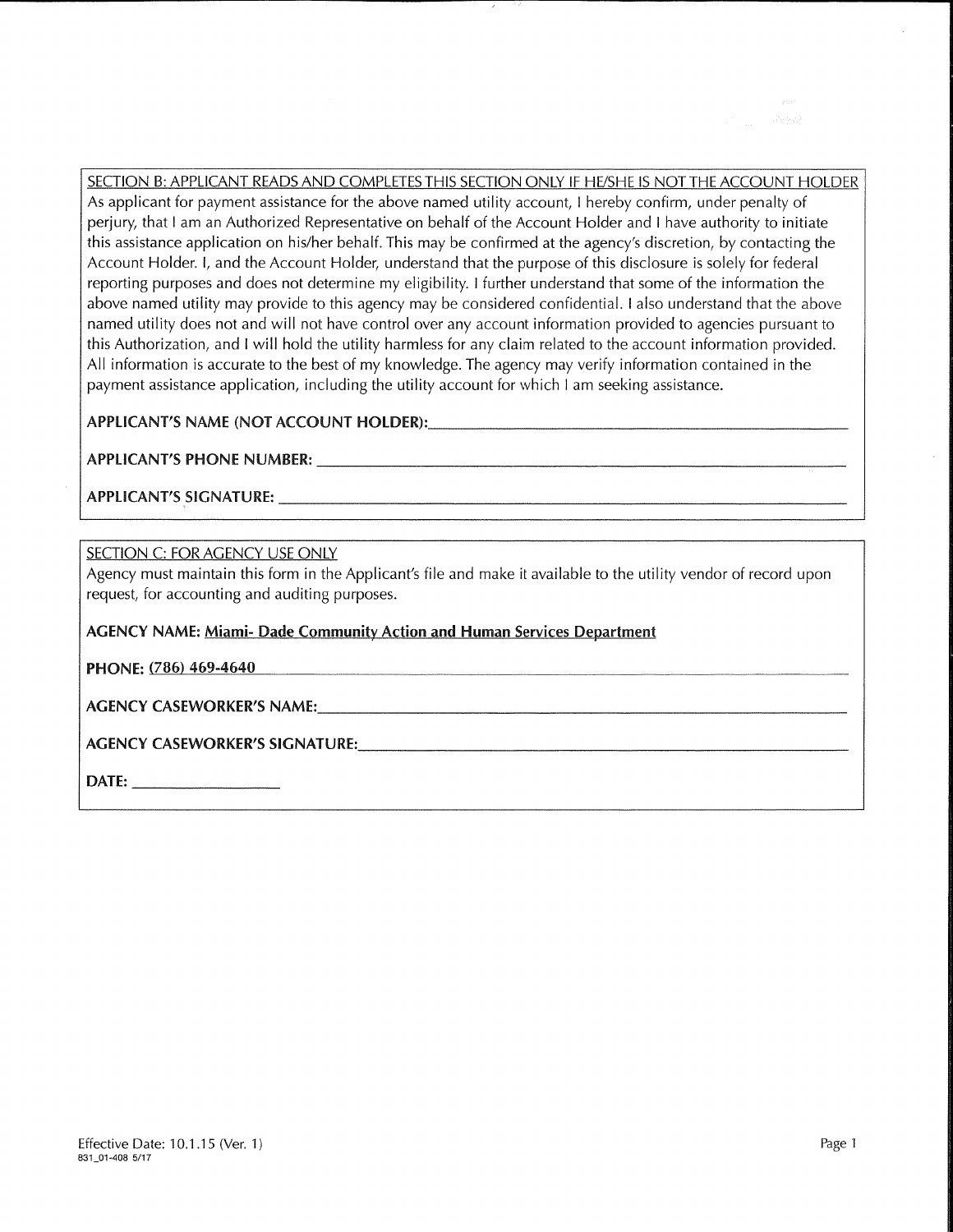SECTION B: APPLICANT READS AND COMPLETES THIS SECTION ONLY IF HE/SHE IS NOT THE ACCOUNT HOLDER

As applicant for payment assistance for the above named utility account, I hereby confirm, under penalty of perjury, that I am an Authorized Representative on behalf of the Account Holder and I have authority to initiate this assistance application on his/her behalf. This may be confirmed at the agency's discretion, by contacting the Account Holder. I, and the Account Holder, understand that the purpose of this disclosure is solely for federal reporting purposes and does not determine my eligibility. I further understand that some of the information the above named utility may provide to this agency may be considered confidential. I also understand that the above named utility does not and will not have control over any account information provided to agencies pursuant to this Authorization, and I will hold the utility harmless for any claim related to the account information provided. All information is accurate to the best of my knowledge. The agency may verify information contained in the payment assistance application, including the utility account for which I am seeking assistance.

**APPLICANT'S NAME (NOT ACCOUNT HOLDER):** ______________________________

**APPLICANT'S PHONE NUMBER:** ______________________________

**APPLICANT'S SIGNATURE:** ______________________________

SECTION C: FOR AGENCY USE ONLY

Agency must maintain this form in the Applicant's file and make it available to the utility vendor of record upon request, for accounting and auditing purposes.

**AGENCY NAME: Miami- Dade Community Action and Human Services Department**

**PHONE: (786) 469-4640**

**AGENCY CASEWORKER'S NAME:** ______________________________

**AGENCY CASEWORKER'S SIGNATURE:** ______________________________

**DATE:** ______________

Effective Date: 10.1.15 (Ver. 1)
831_01-408 5/17